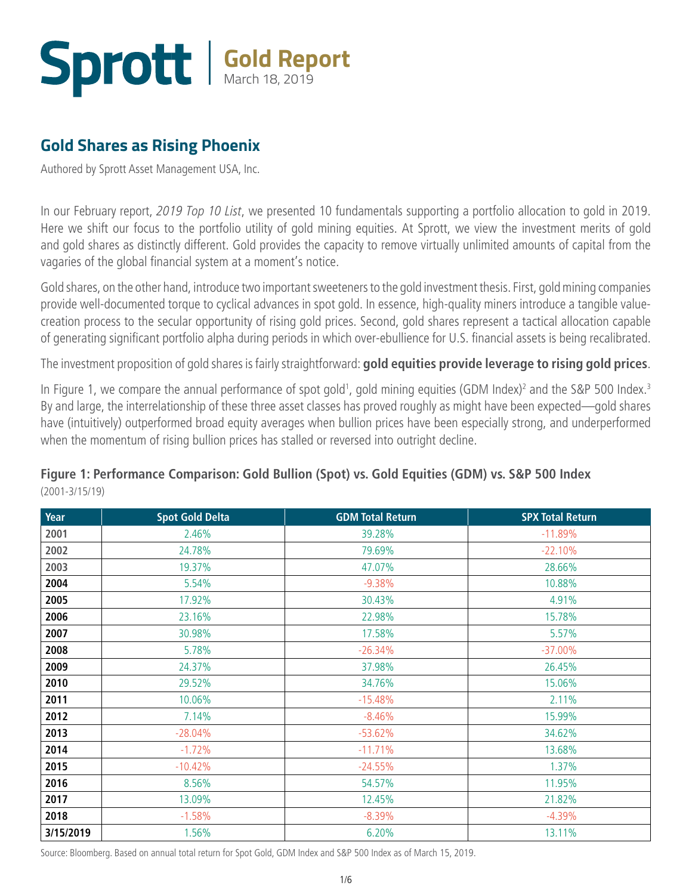# Sprott | Gold Report

March 18, 2019

## Gold Shares as Rising Phoenix

Authored by Sprott Asset Management USA, Inc.

In our February report, *2019 Top 10 List*, we presented 10 fundamentals supporting a portfolio allocation to gold in 2019. Here we shift our focus to the portfolio utility of gold mining equities. At Sprott, we view the investment merits of gold and gold shares as distinctly different. Gold provides the capacity to remove virtually unlimited amounts of capital from the vagaries of the global financial system at a moment's notice.

Gold shares, on the other hand, introduce two important sweeteners to the gold investment thesis. First, gold mining companies provide well-documented torque to cyclical advances in spot gold. In essence, high-quality miners introduce a tangible value-creation process to the secular opportunity of rising gold prices. Second, gold shares represent a tactical allocation capable of generating significant portfolio alpha during periods in which over-ebullience for U.S. financial assets is being recalibrated.

The investment proposition of gold shares is fairly straightforward: **gold equities provide leverage to rising gold prices**.

In Figure 1, we compare the annual performance of spot gold[1], gold mining equities (GDM Index)[2] and the S&P 500 Index.[3] By and large, the interrelationship of these three asset classes has proved roughly as might have been expected—gold shares have (intuitively) outperformed broad equity averages when bullion prices have been especially strong, and underperformed when the momentum of rising bullion prices has stalled or reversed into outright decline.

**Figure 1: Performance Comparison: Gold Bullion (Spot) vs. Gold Equities (GDM) vs. S&P 500 Index**
(2001-3/15/19)

| Year | Spot Gold Delta | GDM Total Return | SPX Total Return |
|---|---|---|---|
| 2001 | 2.46% | 39.28% | -11.89% |
| 2002 | 24.78% | 79.69% | -22.10% |
| 2003 | 19.37% | 47.07% | 28.66% |
| 2004 | 5.54% | -9.38% | 10.88% |
| 2005 | 17.92% | 30.43% | 4.91% |
| 2006 | 23.16% | 22.98% | 15.78% |
| 2007 | 30.98% | 17.58% | 5.57% |
| 2008 | 5.78% | -26.34% | -37.00% |
| 2009 | 24.37% | 37.98% | 26.45% |
| 2010 | 29.52% | 34.76% | 15.06% |
| 2011 | 10.06% | -15.48% | 2.11% |
| 2012 | 7.14% | -8.46% | 15.99% |
| 2013 | -28.04% | -53.62% | 34.62% |
| 2014 | -1.72% | -11.71% | 13.68% |
| 2015 | -10.42% | -24.55% | 1.37% |
| 2016 | 8.56% | 54.57% | 11.95% |
| 2017 | 13.09% | 12.45% | 21.82% |
| 2018 | -1.58% | -8.39% | -4.39% |
| 3/15/2019 | 1.56% | 6.20% | 13.11% |

Source: Bloomberg. Based on annual total return for Spot Gold, GDM Index and S&P 500 Index as of March 15, 2019.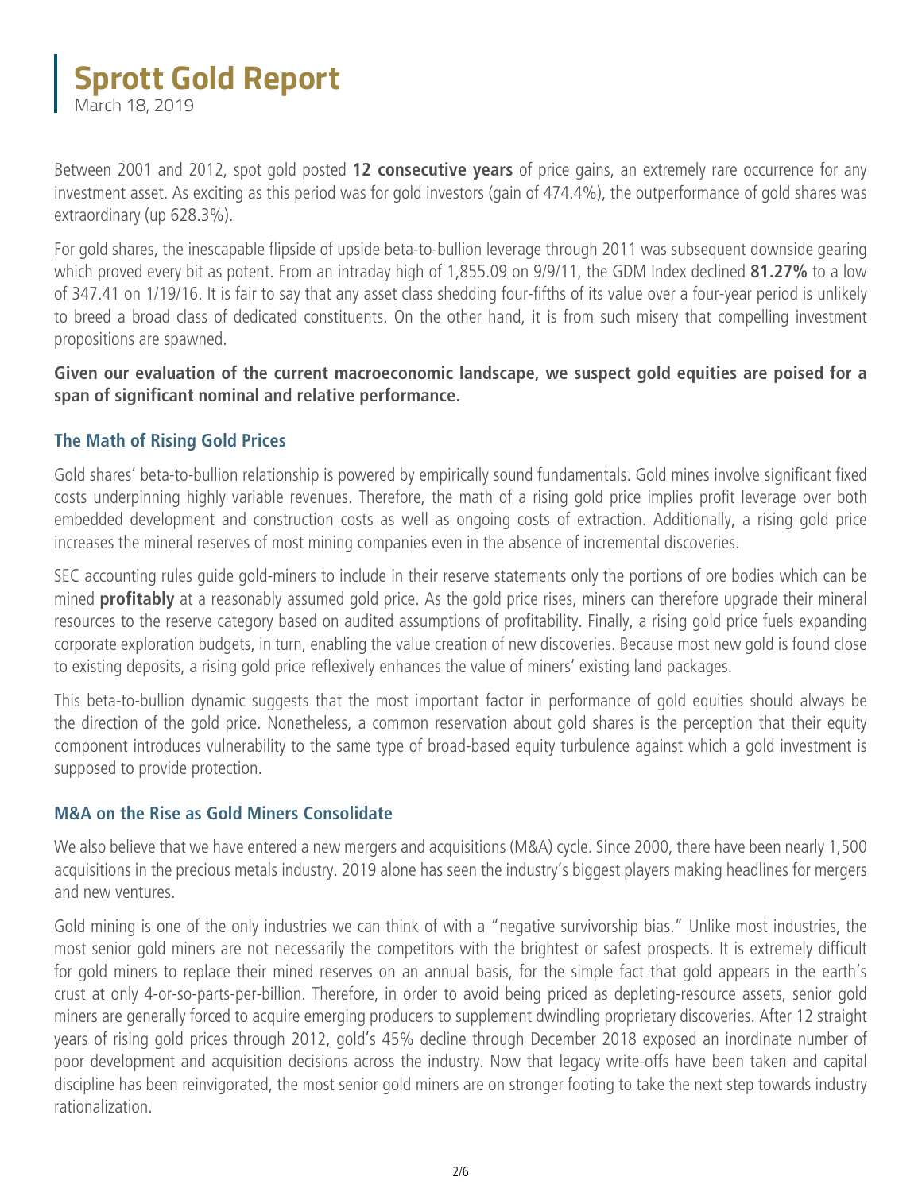# Sprott Gold Report

March 18, 2019

Between 2001 and 2012, spot gold posted **12 consecutive years** of price gains, an extremely rare occurrence for any investment asset. As exciting as this period was for gold investors (gain of 474.4%), the outperformance of gold shares was extraordinary (up 628.3%).

For gold shares, the inescapable flipside of upside beta-to-bullion leverage through 2011 was subsequent downside gearing which proved every bit as potent. From an intraday high of 1,855.09 on 9/9/11, the GDM Index declined **81.27%** to a low of 347.41 on 1/19/16. It is fair to say that any asset class shedding four-fifths of its value over a four-year period is unlikely to breed a broad class of dedicated constituents. On the other hand, it is from such misery that compelling investment propositions are spawned.

**Given our evaluation of the current macroeconomic landscape, we suspect gold equities are poised for a span of significant nominal and relative performance.**

## The Math of Rising Gold Prices

Gold shares' beta-to-bullion relationship is powered by empirically sound fundamentals. Gold mines involve significant fixed costs underpinning highly variable revenues. Therefore, the math of a rising gold price implies profit leverage over both embedded development and construction costs as well as ongoing costs of extraction. Additionally, a rising gold price increases the mineral reserves of most mining companies even in the absence of incremental discoveries.

SEC accounting rules guide gold-miners to include in their reserve statements only the portions of ore bodies which can be mined **profitably** at a reasonably assumed gold price. As the gold price rises, miners can therefore upgrade their mineral resources to the reserve category based on audited assumptions of profitability. Finally, a rising gold price fuels expanding corporate exploration budgets, in turn, enabling the value creation of new discoveries. Because most new gold is found close to existing deposits, a rising gold price reflexively enhances the value of miners' existing land packages.

This beta-to-bullion dynamic suggests that the most important factor in performance of gold equities should always be the direction of the gold price. Nonetheless, a common reservation about gold shares is the perception that their equity component introduces vulnerability to the same type of broad-based equity turbulence against which a gold investment is supposed to provide protection.

## M&A on the Rise as Gold Miners Consolidate

We also believe that we have entered a new mergers and acquisitions (M&A) cycle. Since 2000, there have been nearly 1,500 acquisitions in the precious metals industry. 2019 alone has seen the industry's biggest players making headlines for mergers and new ventures.

Gold mining is one of the only industries we can think of with a "negative survivorship bias." Unlike most industries, the most senior gold miners are not necessarily the competitors with the brightest or safest prospects. It is extremely difficult for gold miners to replace their mined reserves on an annual basis, for the simple fact that gold appears in the earth's crust at only 4-or-so-parts-per-billion. Therefore, in order to avoid being priced as depleting-resource assets, senior gold miners are generally forced to acquire emerging producers to supplement dwindling proprietary discoveries. After 12 straight years of rising gold prices through 2012, gold's 45% decline through December 2018 exposed an inordinate number of poor development and acquisition decisions across the industry. Now that legacy write-offs have been taken and capital discipline has been reinvigorated, the most senior gold miners are on stronger footing to take the next step towards industry rationalization.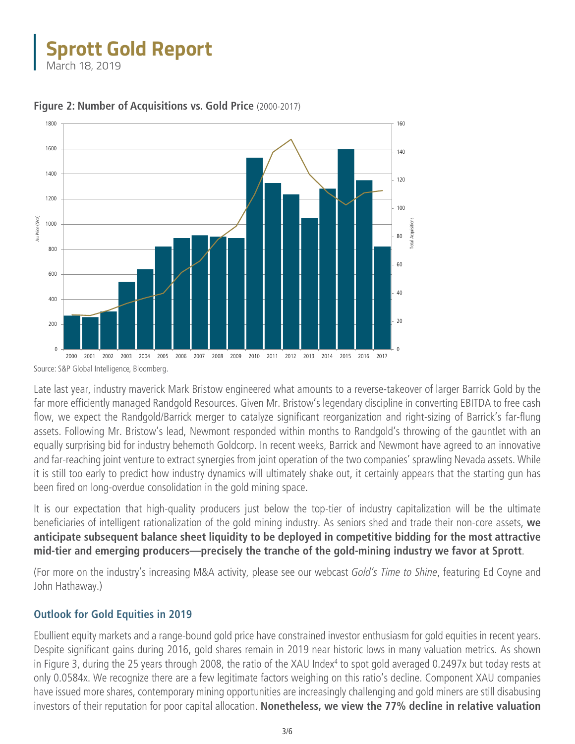**Figure 2: Number of Acquisitions vs. Gold Price** (2000-2017)

Source: S&P Global Intelligence, Bloomberg.

Late last year, industry maverick Mark Bristow engineered what amounts to a reverse-takeover of larger Barrick Gold by the far more efficiently managed Randgold Resources. Given Mr. Bristow's legendary discipline in converting EBITDA to free cash flow, we expect the Randgold/Barrick merger to catalyze significant reorganization and right-sizing of Barrick's far-flung assets. Following Mr. Bristow's lead, Newmont responded within months to Randgold's throwing of the gauntlet with an equally surprising bid for industry behemoth Goldcorp. In recent weeks, Barrick and Newmont have agreed to an innovative and far-reaching joint venture to extract synergies from joint operation of the two companies' sprawling Nevada assets. While it is still too early to predict how industry dynamics will ultimately shake out, it certainly appears that the starting gun has been fired on long-overdue consolidation in the gold mining space.

It is our expectation that high-quality producers just below the top-tier of industry capitalization will be the ultimate beneficiaries of intelligent rationalization of the gold mining industry. As seniors shed and trade their non-core assets, **we anticipate subsequent balance sheet liquidity to be deployed in competitive bidding for the most attractive mid-tier and emerging producers—precisely the tranche of the gold-mining industry we favor at Sprott**.

(For more on the industry's increasing M&A activity, please see our webcast *Gold's Time to Shine*, featuring Ed Coyne and John Hathaway.)

## Outlook for Gold Equities in 2019

Ebullient equity markets and a range-bound gold price have constrained investor enthusiasm for gold equities in recent years. Despite significant gains during 2016, gold shares remain in 2019 near historic lows in many valuation metrics. As shown in Figure 3, during the 25 years through 2008, the ratio of the XAU Index[4] to spot gold averaged 0.2497x but today rests at only 0.0584x. We recognize there are a few legitimate factors weighing on this ratio's decline. Component XAU companies have issued more shares, contemporary mining opportunities are increasingly challenging and gold miners are still disabusing investors of their reputation for poor capital allocation. **Nonetheless, we view the 77% decline in relative valuation**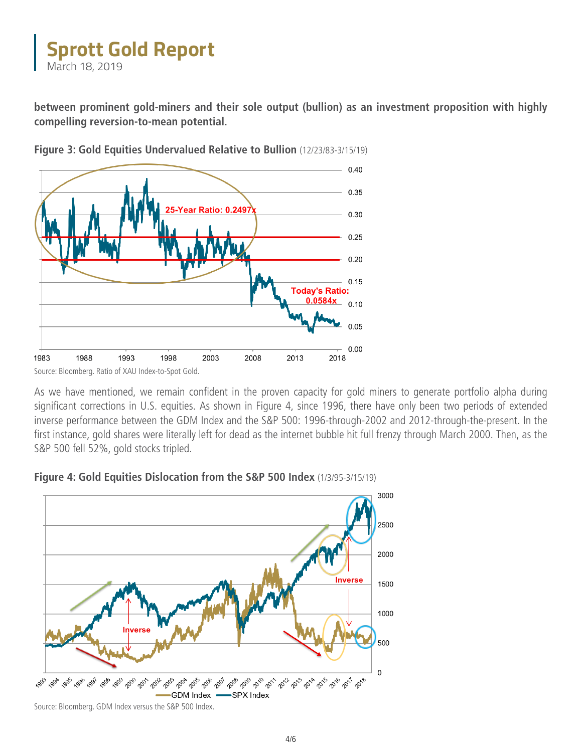**between prominent gold-miners and their sole output (bullion) as an investment proposition with highly compelling reversion-to-mean potential.**

**Figure 3: Gold Equities Undervalued Relative to Bullion** (12/23/83-3/15/19)

Source: Bloomberg. Ratio of XAU Index-to-Spot Gold.

As we have mentioned, we remain confident in the proven capacity for gold miners to generate portfolio alpha during significant corrections in U.S. equities. As shown in Figure 4, since 1996, there have only been two periods of extended inverse performance between the GDM Index and the S&P 500: 1996-through-2002 and 2012-through-the-present. In the first instance, gold shares were literally left for dead as the internet bubble hit full frenzy through March 2000. Then, as the S&P 500 fell 52%, gold stocks tripled.

**Figure 4: Gold Equities Dislocation from the S&P 500 Index** (1/3/95-3/15/19)

Source: Bloomberg. GDM Index versus the S&P 500 Index.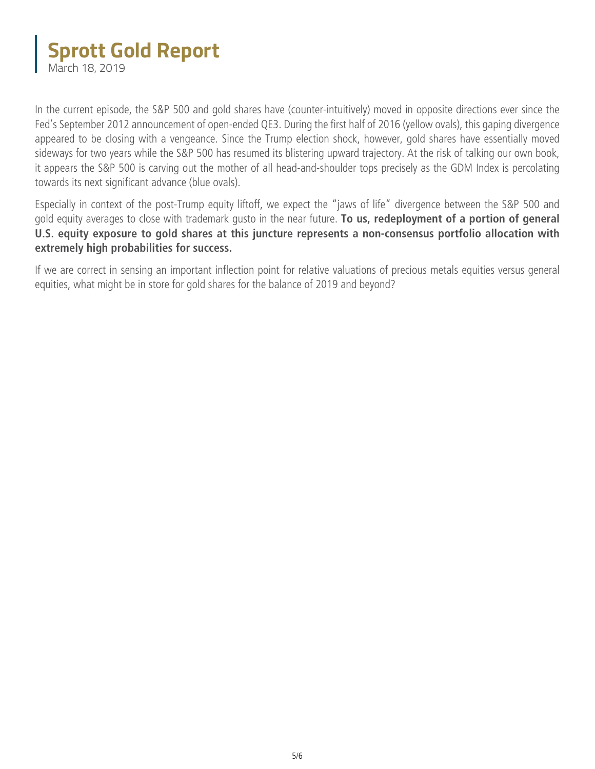In the current episode, the S&P 500 and gold shares have (counter-intuitively) moved in opposite directions ever since the Fed's September 2012 announcement of open-ended QE3. During the first half of 2016 (yellow ovals), this gaping divergence appeared to be closing with a vengeance. Since the Trump election shock, however, gold shares have essentially moved sideways for two years while the S&P 500 has resumed its blistering upward trajectory. At the risk of talking our own book, it appears the S&P 500 is carving out the mother of all head-and-shoulder tops precisely as the GDM Index is percolating towards its next significant advance (blue ovals).

Especially in context of the post-Trump equity liftoff, we expect the "jaws of life" divergence between the S&P 500 and gold equity averages to close with trademark gusto in the near future. **To us, redeployment of a portion of general U.S. equity exposure to gold shares at this juncture represents a non-consensus portfolio allocation with extremely high probabilities for success.**

If we are correct in sensing an important inflection point for relative valuations of precious metals equities versus general equities, what might be in store for gold shares for the balance of 2019 and beyond?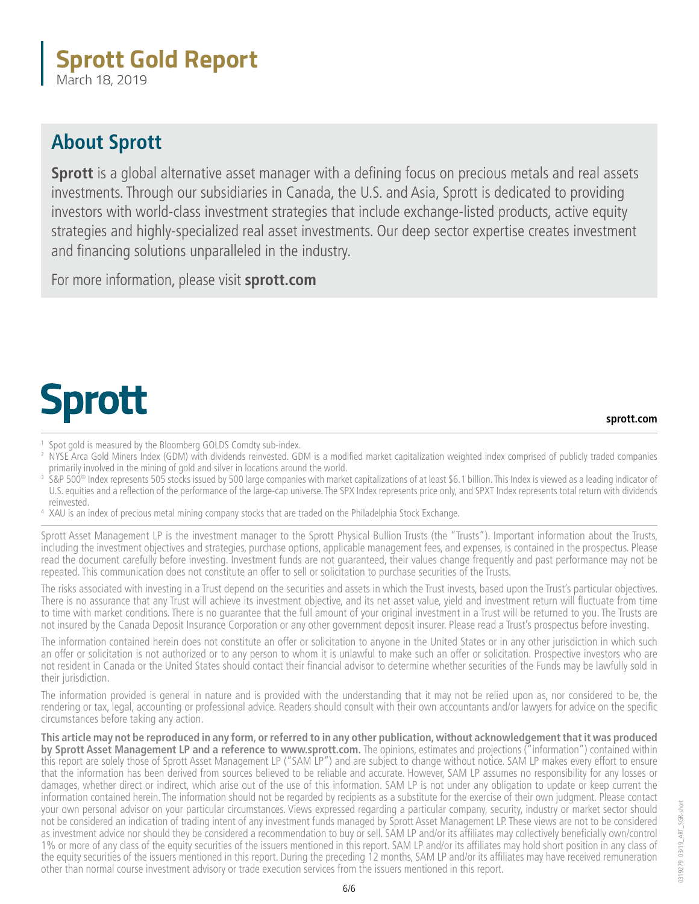## About Sprott

**Sprott** is a global alternative asset manager with a defining focus on precious metals and real assets investments. Through our subsidiaries in Canada, the U.S. and Asia, Sprott is dedicated to providing investors with world-class investment strategies that include exchange-listed products, active equity strategies and highly-specialized real asset investments. Our deep sector expertise creates investment and financing solutions unparalleled in the industry.

For more information, please visit **sprott.com**

Sprott

**sprott.com**

[1] Spot gold is measured by the Bloomberg GOLDS Comdty sub-index.

[2] NYSE Arca Gold Miners Index (GDM) with dividends reinvested. GDM is a modified market capitalization weighted index comprised of publicly traded companies primarily involved in the mining of gold and silver in locations around the world.

[3] S&P 500® Index represents 505 stocks issued by 500 large companies with market capitalizations of at least $6.1 billion. This Index is viewed as a leading indicator of U.S. equities and a reflection of the performance of the large-cap universe. The SPX Index represents price only, and SPXT Index represents total return with dividends reinvested.

[4] XAU is an index of precious metal mining company stocks that are traded on the Philadelphia Stock Exchange.

Sprott Asset Management LP is the investment manager to the Sprott Physical Bullion Trusts (the "Trusts"). Important information about the Trusts, including the investment objectives and strategies, purchase options, applicable management fees, and expenses, is contained in the prospectus. Please read the document carefully before investing. Investment funds are not guaranteed, their values change frequently and past performance may not be repeated. This communication does not constitute an offer to sell or solicitation to purchase securities of the Trusts.

The risks associated with investing in a Trust depend on the securities and assets in which the Trust invests, based upon the Trust's particular objectives. There is no assurance that any Trust will achieve its investment objective, and its net asset value, yield and investment return will fluctuate from time to time with market conditions. There is no guarantee that the full amount of your original investment in a Trust will be returned to you. The Trusts are not insured by the Canada Deposit Insurance Corporation or any other government deposit insurer. Please read a Trust's prospectus before investing.

The information contained herein does not constitute an offer or solicitation to anyone in the United States or in any other jurisdiction in which such an offer or solicitation is not authorized or to any person to whom it is unlawful to make such an offer or solicitation. Prospective investors who are not resident in Canada or the United States should contact their financial advisor to determine whether securities of the Funds may be lawfully sold in their jurisdiction.

The information provided is general in nature and is provided with the understanding that it may not be relied upon as, nor considered to be, the rendering or tax, legal, accounting or professional advice. Readers should consult with their own accountants and/or lawyers for advice on the specific circumstances before taking any action.

**This article may not be reproduced in any form, or referred to in any other publication, without acknowledgement that it was produced by Sprott Asset Management LP and a reference to www.sprott.com.** The opinions, estimates and projections ("information") contained within this report are solely those of Sprott Asset Management LP ("SAM LP") and are subject to change without notice. SAM LP makes every effort to ensure that the information has been derived from sources believed to be reliable and accurate. However, SAM LP assumes no responsibility for any losses or damages, whether direct or indirect, which arise out of the use of this information. SAM LP is not under any obligation to update or keep current the information contained herein. The information should not be regarded by recipients as a substitute for the exercise of their own judgment. Please contact your own personal advisor on your particular circumstances. Views expressed regarding a particular company, security, industry or market sector should not be considered an indication of trading intent of any investment funds managed by Sprott Asset Management LP. These views are not to be considered as investment advice nor should they be considered a recommendation to buy or sell. SAM LP and/or its affiliates may collectively beneficially own/control 1% or more of any class of the equity securities of the issuers mentioned in this report. SAM LP and/or its affiliates may hold short position in any class of the equity securities of the issuers mentioned in this report. During the preceding 12 months, SAM LP and/or its affiliates may have received remuneration other than normal course investment advisory or trade execution services from the issuers mentioned in this report.

0319279 03/19_ART_SGR-short